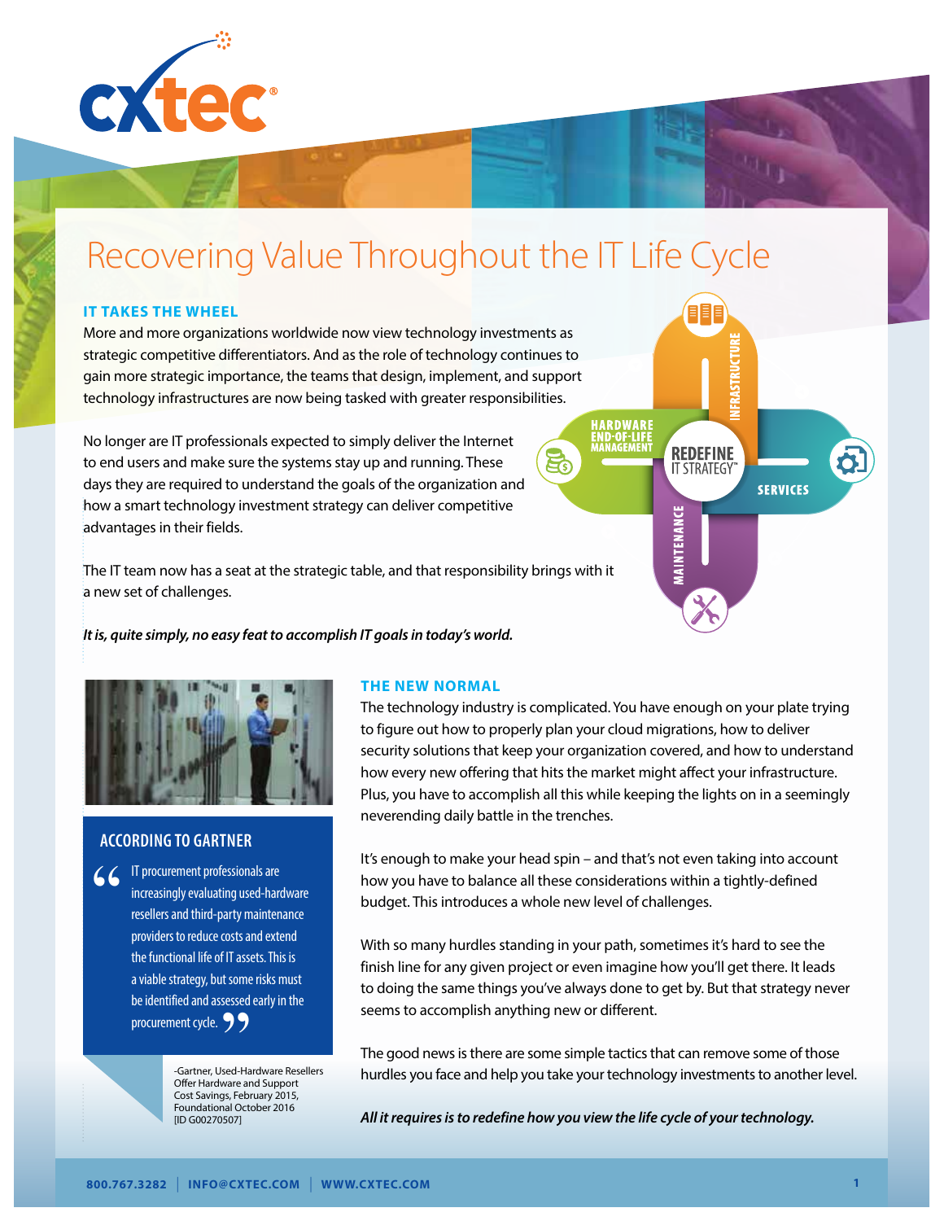# Recovering Value Throughout the IT Life Cycle

## IT TAKES THE WHEEL

More and more organizations worldwide now view technology investments as strategic competitive differentiators. And as the role of technology continues to gain more strategic importance, the teams that design, implement, and support technology infrastructures are now being tasked with greater responsibilities.

No longer are IT professionals expected to simply deliver the Internet to end users and make sure the systems stay up and running. These days they are required to understand the goals of the organization and how a smart technology investment strategy can deliver competitive advantages in their fields.

The IT team now has a seat at the strategic table, and that responsibility brings with it a new set of challenges.

***It is, quite simply, no easy feat to accomplish IT goals in today's world.***

HARDWARE END-OF-LIFE MANAGEMENT | INFRASTRUCTURE | REDEFINE IT STRATEGY™ | SERVICES | MAINTENANCE

## THE NEW NORMAL

The technology industry is complicated. You have enough on your plate trying to figure out how to properly plan your cloud migrations, how to deliver security solutions that keep your organization covered, and how to understand how every new offering that hits the market might affect your infrastructure. Plus, you have to accomplish all this while keeping the lights on in a seemingly neverending daily battle in the trenches.

It's enough to make your head spin – and that's not even taking into account how you have to balance all these considerations within a tightly-defined budget. This introduces a whole new level of challenges.

With so many hurdles standing in your path, sometimes it's hard to see the finish line for any given project or even imagine how you'll get there. It leads to doing the same things you've always done to get by. But that strategy never seems to accomplish anything new or different.

The good news is there are some simple tactics that can remove some of those hurdles you face and help you take your technology investments to another level.

***All it requires is to redefine how you view the life cycle of your technology.***

### ACCORDING TO GARTNER

> "IT procurement professionals are increasingly evaluating used-hardware resellers and third-party maintenance providers to reduce costs and extend the functional life of IT assets. This is a viable strategy, but some risks must be identified and assessed early in the procurement cycle."

-Gartner, Used-Hardware Resellers Offer Hardware and Support Cost Savings, February 2015, Foundational October 2016 [ID G00270507]

800.767.3282 | INFO@CXTEC.COM | WWW.CXTEC.COM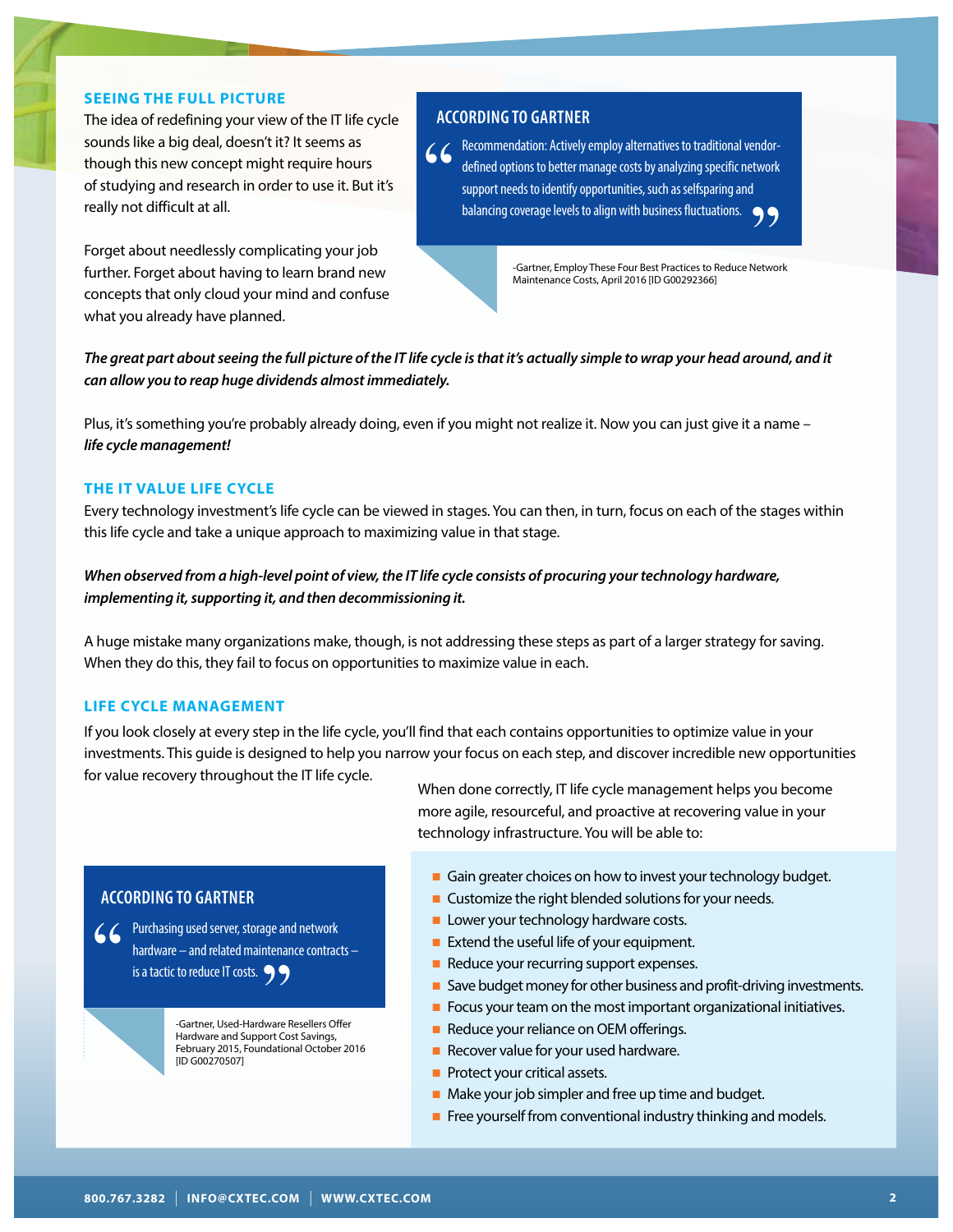## SEEING THE FULL PICTURE

The idea of redefining your view of the IT life cycle sounds like a big deal, doesn't it? It seems as though this new concept might require hours of studying and research in order to use it. But it's really not difficult at all.

Forget about needlessly complicating your job further. Forget about having to learn brand new concepts that only cloud your mind and confuse what you already have planned.

### ACCORDING TO GARTNER

> "Recommendation: Actively employ alternatives to traditional vendor-defined options to better manage costs by analyzing specific network support needs to identify opportunities, such as selfsparing and balancing coverage levels to align with business fluctuations."
>
> -Gartner, Employ These Four Best Practices to Reduce Network Maintenance Costs, April 2016 [ID G00292366]

***The great part about seeing the full picture of the IT life cycle is that it's actually simple to wrap your head around, and it can allow you to reap huge dividends almost immediately.***

Plus, it's something you're probably already doing, even if you might not realize it. Now you can just give it a name – ***life cycle management!***

## THE IT VALUE LIFE CYCLE

Every technology investment's life cycle can be viewed in stages. You can then, in turn, focus on each of the stages within this life cycle and take a unique approach to maximizing value in that stage.

***When observed from a high-level point of view, the IT life cycle consists of procuring your technology hardware, implementing it, supporting it, and then decommissioning it.***

A huge mistake many organizations make, though, is not addressing these steps as part of a larger strategy for saving. When they do this, they fail to focus on opportunities to maximize value in each.

## LIFE CYCLE MANAGEMENT

If you look closely at every step in the life cycle, you'll find that each contains opportunities to optimize value in your investments. This guide is designed to help you narrow your focus on each step, and discover incredible new opportunities for value recovery throughout the IT life cycle.

When done correctly, IT life cycle management helps you become more agile, resourceful, and proactive at recovering value in your technology infrastructure. You will be able to:

- Gain greater choices on how to invest your technology budget.
- Customize the right blended solutions for your needs.
- Lower your technology hardware costs.
- Extend the useful life of your equipment.
- Reduce your recurring support expenses.
- Save budget money for other business and profit-driving investments.
- Focus your team on the most important organizational initiatives.
- Reduce your reliance on OEM offerings.
- Recover value for your used hardware.
- Protect your critical assets.
- Make your job simpler and free up time and budget.
- Free yourself from conventional industry thinking and models.

### ACCORDING TO GARTNER

> "Purchasing used server, storage and network hardware – and related maintenance contracts – is a tactic to reduce IT costs."
>
> -Gartner, Used-Hardware Resellers Offer Hardware and Support Cost Savings, February 2015, Foundational October 2016 [ID G00270507]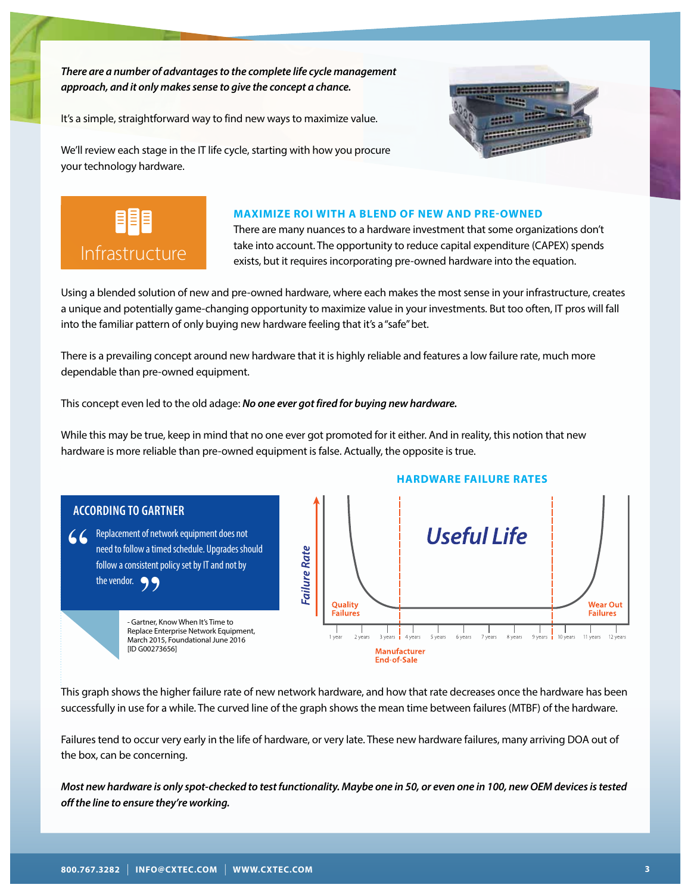***There are a number of advantages to the complete life cycle management approach, and it only makes sense to give the concept a chance.***

It's a simple, straightforward way to find new ways to maximize value.

We'll review each stage in the IT life cycle, starting with how you procure your technology hardware.

## Infrastructure

### MAXIMIZE ROI WITH A BLEND OF NEW AND PRE-OWNED

There are many nuances to a hardware investment that some organizations don't take into account. The opportunity to reduce capital expenditure (CAPEX) spends exists, but it requires incorporating pre-owned hardware into the equation.

Using a blended solution of new and pre-owned hardware, where each makes the most sense in your infrastructure, creates a unique and potentially game-changing opportunity to maximize value in your investments. But too often, IT pros will fall into the familiar pattern of only buying new hardware feeling that it's a "safe" bet.

There is a prevailing concept around new hardware that it is highly reliable and features a low failure rate, much more dependable than pre-owned equipment.

This concept even led to the old adage: ***No one ever got fired for buying new hardware.***

While this may be true, keep in mind that no one ever got promoted for it either. And in reality, this notion that new hardware is more reliable than pre-owned equipment is false. Actually, the opposite is true.

### ACCORDING TO GARTNER

> "Replacement of network equipment does not need to follow a timed schedule. Upgrades should follow a consistent policy set by IT and not by the vendor."

- Gartner, Know When It's Time to Replace Enterprise Network Equipment, March 2015, Foundational June 2016 [ID G00273656]

### HARDWARE FAILURE RATES

Failure Rate

Useful Life

Quality Failures | Wear Out Failures

1 year | 2 years | 3 years | 4 years | 5 years | 6 years | 7 years | 8 years | 9 years | 10 years | 11 years | 12 years

Manufacturer End-of-Sale

This graph shows the higher failure rate of new network hardware, and how that rate decreases once the hardware has been successfully in use for a while. The curved line of the graph shows the mean time between failures (MTBF) of the hardware.

Failures tend to occur very early in the life of hardware, or very late. These new hardware failures, many arriving DOA out of the box, can be concerning.

***Most new hardware is only spot-checked to test functionality. Maybe one in 50, or even one in 100, new OEM devices is tested off the line to ensure they're working.***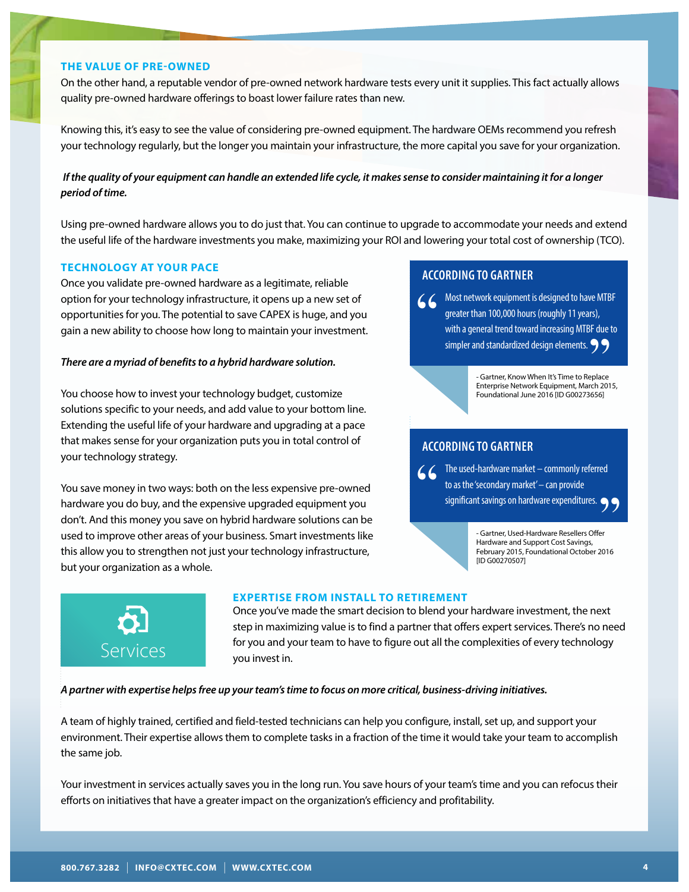## THE VALUE OF PRE-OWNED

On the other hand, a reputable vendor of pre-owned network hardware tests every unit it supplies. This fact actually allows quality pre-owned hardware offerings to boast lower failure rates than new.

Knowing this, it's easy to see the value of considering pre-owned equipment. The hardware OEMs recommend you refresh your technology regularly, but the longer you maintain your infrastructure, the more capital you save for your organization.

***If the quality of your equipment can handle an extended life cycle, it makes sense to consider maintaining it for a longer period of time.***

Using pre-owned hardware allows you to do just that. You can continue to upgrade to accommodate your needs and extend the useful life of the hardware investments you make, maximizing your ROI and lowering your total cost of ownership (TCO).

## TECHNOLOGY AT YOUR PACE

Once you validate pre-owned hardware as a legitimate, reliable option for your technology infrastructure, it opens up a new set of opportunities for you. The potential to save CAPEX is huge, and you gain a new ability to choose how long to maintain your investment.

***There are a myriad of benefits to a hybrid hardware solution.***

You choose how to invest your technology budget, customize solutions specific to your needs, and add value to your bottom line. Extending the useful life of your hardware and upgrading at a pace that makes sense for your organization puts you in total control of your technology strategy.

You save money in two ways: both on the less expensive pre-owned hardware you do buy, and the expensive upgraded equipment you don't. And this money you save on hybrid hardware solutions can be used to improve other areas of your business. Smart investments like this allow you to strengthen not just your technology infrastructure, but your organization as a whole.

### ACCORDING TO GARTNER

> "Most network equipment is designed to have MTBF greater than 100,000 hours (roughly 11 years), with a general trend toward increasing MTBF due to simpler and standardized design elements."

- Gartner, Know When It's Time to Replace Enterprise Network Equipment, March 2015, Foundational June 2016 [ID G00273656]

### ACCORDING TO GARTNER

> "The used-hardware market – commonly referred to as the 'secondary market' – can provide significant savings on hardware expenditures."

- Gartner, Used-Hardware Resellers Offer Hardware and Support Cost Savings, February 2015, Foundational October 2016 [ID G00270507]

Services

## EXPERTISE FROM INSTALL TO RETIREMENT

Once you've made the smart decision to blend your hardware investment, the next step in maximizing value is to find a partner that offers expert services. There's no need for you and your team to have to figure out all the complexities of every technology you invest in.

***A partner with expertise helps free up your team's time to focus on more critical, business-driving initiatives.***

A team of highly trained, certified and field-tested technicians can help you configure, install, set up, and support your environment. Their expertise allows them to complete tasks in a fraction of the time it would take your team to accomplish the same job.

Your investment in services actually saves you in the long run. You save hours of your team's time and you can refocus their efforts on initiatives that have a greater impact on the organization's efficiency and profitability.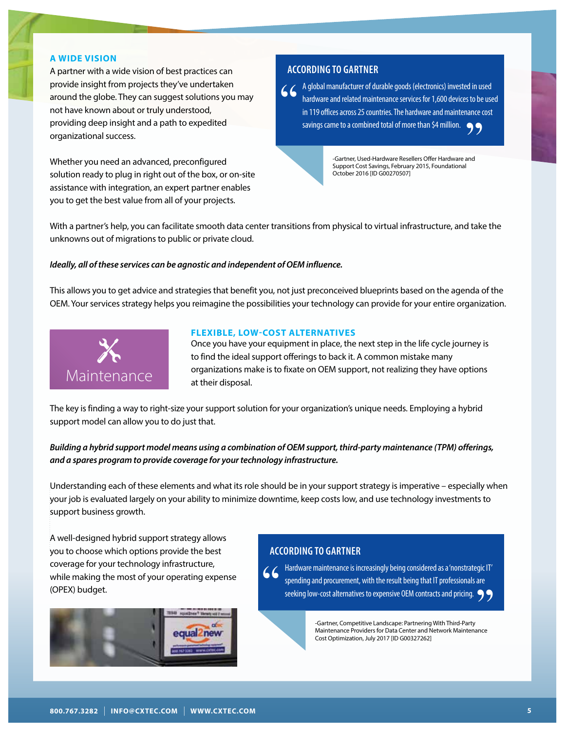## A WIDE VISION

A partner with a wide vision of best practices can provide insight from projects they've undertaken around the globe. They can suggest solutions you may not have known about or truly understood, providing deep insight and a path to expedited organizational success.

Whether you need an advanced, preconfigured solution ready to plug in right out of the box, or on-site assistance with integration, an expert partner enables you to get the best value from all of your projects.

> **ACCORDING TO GARTNER**
>
> "A global manufacturer of durable goods (electronics) invested in used hardware and related maintenance services for 1,600 devices to be used in 119 offices across 25 countries. The hardware and maintenance cost savings came to a combined total of more than $4 million."
>
> -Gartner, Used-Hardware Resellers Offer Hardware and Support Cost Savings, February 2015, Foundational October 2016 [ID G00270507]

With a partner's help, you can facilitate smooth data center transitions from physical to virtual infrastructure, and take the unknowns out of migrations to public or private cloud.

***Ideally, all of these services can be agnostic and independent of OEM influence.***

This allows you to get advice and strategies that benefit you, not just preconceived blueprints based on the agenda of the OEM. Your services strategy helps you reimagine the possibilities your technology can provide for your entire organization.

Maintenance

## FLEXIBLE, LOW-COST ALTERNATIVES

Once you have your equipment in place, the next step in the life cycle journey is to find the ideal support offerings to back it. A common mistake many organizations make is to fixate on OEM support, not realizing they have options at their disposal.

The key is finding a way to right-size your support solution for your organization's unique needs. Employing a hybrid support model can allow you to do just that.

***Building a hybrid support model means using a combination of OEM support, third-party maintenance (TPM) offerings, and a spares program to provide coverage for your technology infrastructure.***

Understanding each of these elements and what its role should be in your support strategy is imperative – especially when your job is evaluated largely on your ability to minimize downtime, keep costs low, and use technology investments to support business growth.

A well-designed hybrid support strategy allows you to choose which options provide the best coverage for your technology infrastructure, while making the most of your operating expense (OPEX) budget.

> **ACCORDING TO GARTNER**
>
> "Hardware maintenance is increasingly being considered as a 'nonstrategic IT' spending and procurement, with the result being that IT professionals are seeking low-cost alternatives to expensive OEM contracts and pricing."
>
> -Gartner, Competitive Landscape: Partnering With Third-Party Maintenance Providers for Data Center and Network Maintenance Cost Optimization, July 2017 [ID G00327262]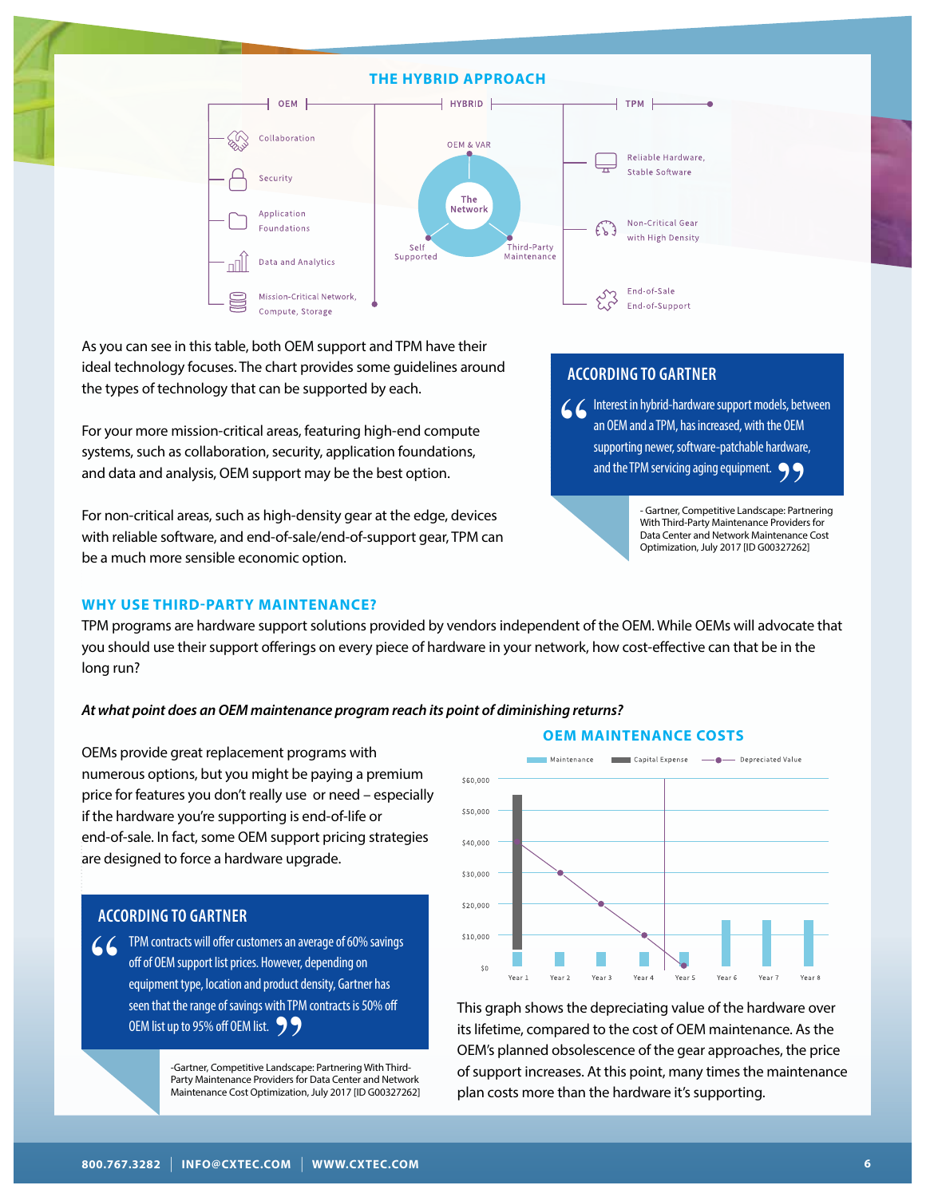## THE HYBRID APPROACH

OEM | HYBRID | TPM

- Collaboration
- Security
- Application Foundations
- Data and Analytics
- Mission-Critical Network, Compute, Storage

OEM & VAR — The Network — Self Supported — Third-Party Maintenance

- Reliable Hardware, Stable Software
- Non-Critical Gear with High Density
- End-of-Sale End-of-Support

As you can see in this table, both OEM support and TPM have their ideal technology focuses. The chart provides some guidelines around the types of technology that can be supported by each.

For your more mission-critical areas, featuring high-end compute systems, such as collaboration, security, application foundations, and data and analysis, OEM support may be the best option.

For non-critical areas, such as high-density gear at the edge, devices with reliable software, and end-of-sale/end-of-support gear, TPM can be a much more sensible economic option.

### ACCORDING TO GARTNER

> Interest in hybrid-hardware support models, between an OEM and a TPM, has increased, with the OEM supporting newer, software-patchable hardware, and the TPM servicing aging equipment.

- Gartner, Competitive Landscape: Partnering With Third-Party Maintenance Providers for Data Center and Network Maintenance Cost Optimization, July 2017 [ID G00327262]

### WHY USE THIRD-PARTY MAINTENANCE?

TPM programs are hardware support solutions provided by vendors independent of the OEM. While OEMs will advocate that you should use their support offerings on every piece of hardware in your network, how cost-effective can that be in the long run?

***At what point does an OEM maintenance program reach its point of diminishing returns?***

OEMs provide great replacement programs with numerous options, but you might be paying a premium price for features you don't really use or need – especially if the hardware you're supporting is end-of-life or end-of-sale. In fact, some OEM support pricing strategies are designed to force a hardware upgrade.

### ACCORDING TO GARTNER

> TPM contracts will offer customers an average of 60% savings off of OEM support list prices. However, depending on equipment type, location and product density, Gartner has seen that the range of savings with TPM contracts is 50% off OEM list up to 95% off OEM list.

-Gartner, Competitive Landscape: Partnering With Third-Party Maintenance Providers for Data Center and Network Maintenance Cost Optimization, July 2017 [ID G00327262]

### OEM MAINTENANCE COSTS

Legend: Maintenance, Capital Expense, Depreciated Value

Y-axis: $0, $10,000, $20,000, $30,000, $40,000, $50,000, $60,000

X-axis: Year 1, Year 2, Year 3, Year 4, Year 5, Year 6, Year 7, Year 8

This graph shows the depreciating value of the hardware over its lifetime, compared to the cost of OEM maintenance. As the OEM's planned obsolescence of the gear approaches, the price of support increases. At this point, many times the maintenance plan costs more than the hardware it's supporting.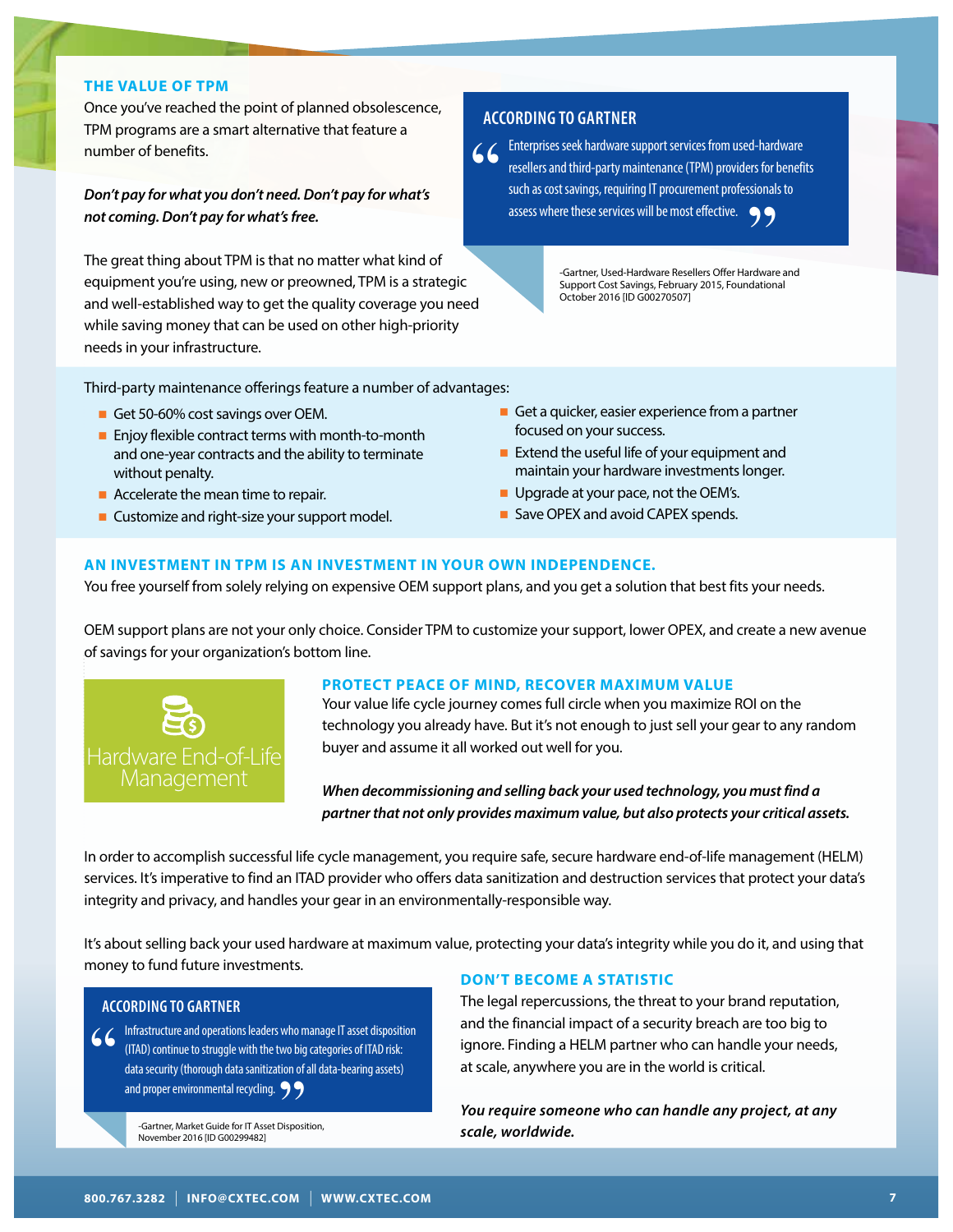## THE VALUE OF TPM

Once you've reached the point of planned obsolescence, TPM programs are a smart alternative that feature a number of benefits.

***Don't pay for what you don't need. Don't pay for what's not coming. Don't pay for what's free.***

The great thing about TPM is that no matter what kind of equipment you're using, new or preowned, TPM is a strategic and well-established way to get the quality coverage you need while saving money that can be used on other high-priority needs in your infrastructure.

### ACCORDING TO GARTNER

> "Enterprises seek hardware support services from used-hardware resellers and third-party maintenance (TPM) providers for benefits such as cost savings, requiring IT procurement professionals to assess where these services will be most effective."

-Gartner, Used-Hardware Resellers Offer Hardware and Support Cost Savings, February 2015, Foundational October 2016 [ID G00270507]

Third-party maintenance offerings feature a number of advantages:

- Get 50-60% cost savings over OEM.
- Enjoy flexible contract terms with month-to-month and one-year contracts and the ability to terminate without penalty.
- Accelerate the mean time to repair.
- Customize and right-size your support model.
- Get a quicker, easier experience from a partner focused on your success.
- Extend the useful life of your equipment and maintain your hardware investments longer.
- Upgrade at your pace, not the OEM's.
- Save OPEX and avoid CAPEX spends.

## AN INVESTMENT IN TPM IS AN INVESTMENT IN YOUR OWN INDEPENDENCE.

You free yourself from solely relying on expensive OEM support plans, and you get a solution that best fits your needs.

OEM support plans are not your only choice. Consider TPM to customize your support, lower OPEX, and create a new avenue of savings for your organization's bottom line.

Hardware End-of-Life Management

## PROTECT PEACE OF MIND, RECOVER MAXIMUM VALUE

Your value life cycle journey comes full circle when you maximize ROI on the technology you already have. But it's not enough to just sell your gear to any random buyer and assume it all worked out well for you.

***When decommissioning and selling back your used technology, you must find a partner that not only provides maximum value, but also protects your critical assets.***

In order to accomplish successful life cycle management, you require safe, secure hardware end-of-life management (HELM) services. It's imperative to find an ITAD provider who offers data sanitization and destruction services that protect your data's integrity and privacy, and handles your gear in an environmentally-responsible way.

It's about selling back your used hardware at maximum value, protecting your data's integrity while you do it, and using that money to fund future investments.

### ACCORDING TO GARTNER

> "Infrastructure and operations leaders who manage IT asset disposition (ITAD) continue to struggle with the two big categories of ITAD risk: data security (thorough data sanitization of all data-bearing assets) and proper environmental recycling."

-Gartner, Market Guide for IT Asset Disposition, November 2016 [ID G00299482]

## DON'T BECOME A STATISTIC

The legal repercussions, the threat to your brand reputation, and the financial impact of a security breach are too big to ignore. Finding a HELM partner who can handle your needs, at scale, anywhere you are in the world is critical.

***You require someone who can handle any project, at any scale, worldwide.***

800.767.3282 | INFO@CXTEC.COM | WWW.CXTEC.COM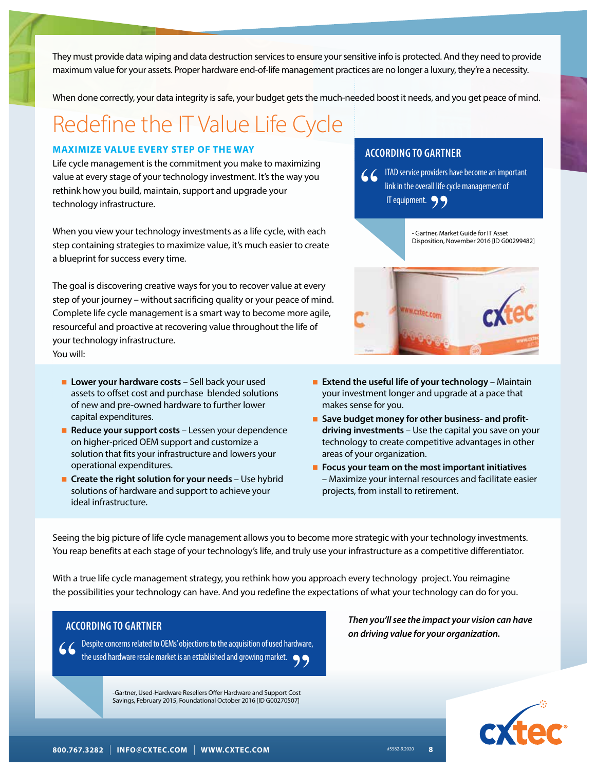They must provide data wiping and data destruction services to ensure your sensitive info is protected. And they need to provide maximum value for your assets. Proper hardware end-of-life management practices are no longer a luxury, they're a necessity.

When done correctly, your data integrity is safe, your budget gets the much-needed boost it needs, and you get peace of mind.

# Redefine the IT Value Life Cycle

### MAXIMIZE VALUE EVERY STEP OF THE WAY

Life cycle management is the commitment you make to maximizing value at every stage of your technology investment. It's the way you rethink how you build, maintain, support and upgrade your technology infrastructure.

When you view your technology investments as a life cycle, with each step containing strategies to maximize value, it's much easier to create a blueprint for success every time.

The goal is discovering creative ways for you to recover value at every step of your journey – without sacrificing quality or your peace of mind. Complete life cycle management is a smart way to become more agile, resourceful and proactive at recovering value throughout the life of your technology infrastructure.

You will:

- **Lower your hardware costs** – Sell back your used assets to offset cost and purchase blended solutions of new and pre-owned hardware to further lower capital expenditures.
- **Reduce your support costs** – Lessen your dependence on higher-priced OEM support and customize a solution that fits your infrastructure and lowers your operational expenditures.
- **Create the right solution for your needs** – Use hybrid solutions of hardware and support to achieve your ideal infrastructure.
- **Extend the useful life of your technology** – Maintain your investment longer and upgrade at a pace that makes sense for you.
- **Save budget money for other business- and profit-driving investments** – Use the capital you save on your technology to create competitive advantages in other areas of your organization.
- **Focus your team on the most important initiatives** – Maximize your internal resources and facilitate easier projects, from install to retirement.

### ACCORDING TO GARTNER

"ITAD service providers have become an important link in the overall life cycle management of IT equipment."

- Gartner, Market Guide for IT Asset Disposition, November 2016 [ID G00299482]

Seeing the big picture of life cycle management allows you to become more strategic with your technology investments. You reap benefits at each stage of your technology's life, and truly use your infrastructure as a competitive differentiator.

With a true life cycle management strategy, you rethink how you approach every technology project. You reimagine the possibilities your technology can have. And you redefine the expectations of what your technology can do for you.

***Then you'll see the impact your vision can have on driving value for your organization.***

### ACCORDING TO GARTNER

"Despite concerns related to OEMs' objections to the acquisition of used hardware, the used hardware resale market is an established and growing market."

-Gartner, Used-Hardware Resellers Offer Hardware and Support Cost Savings, February 2015, Foundational October 2016 [ID G00270507]

800.767.3282 | INFO@CXTEC.COM | WWW.CXTEC.COM

#5582-9.2020